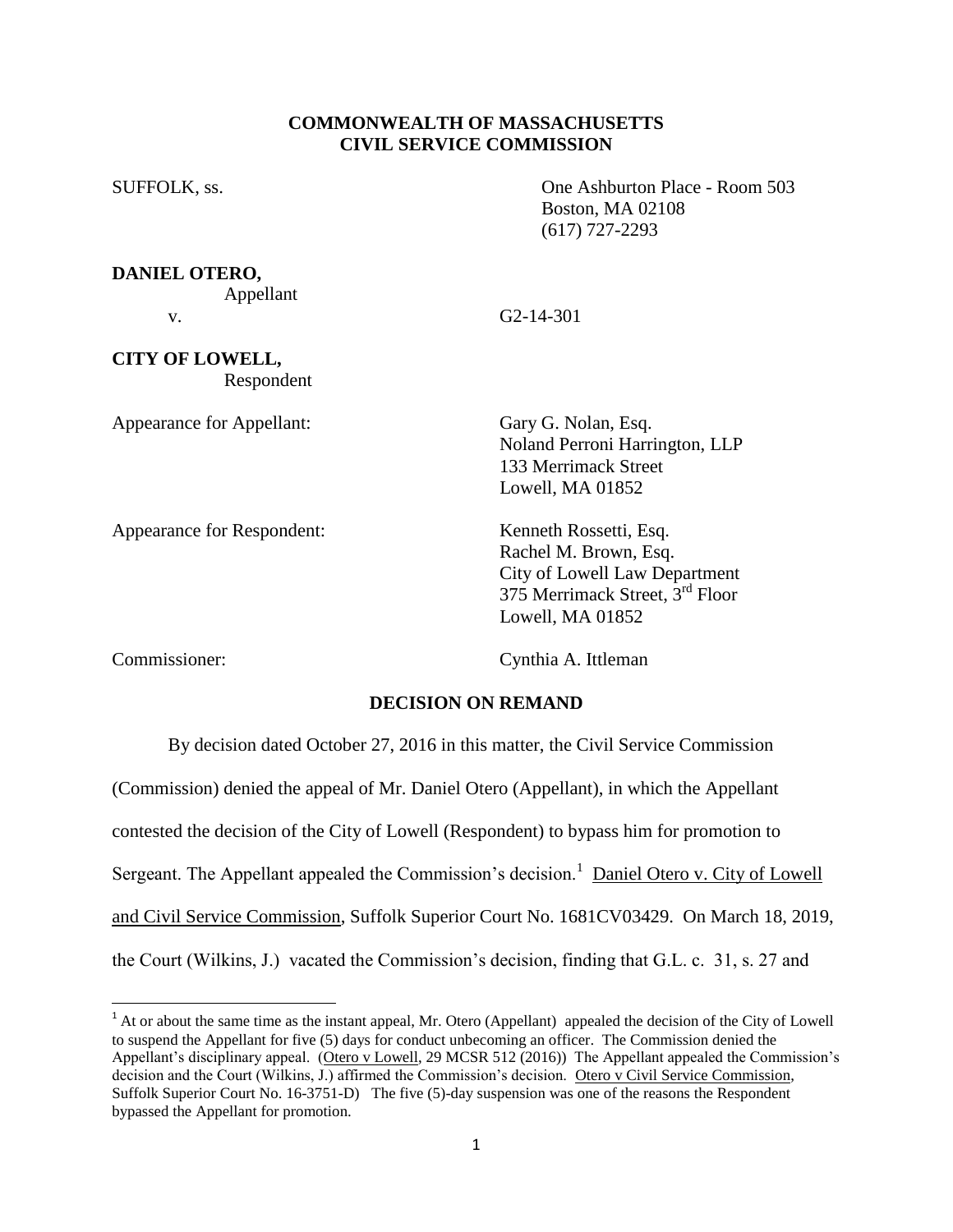**COMMONWEALTH OF MASSACHUSETTS**
**CIVIL SERVICE COMMISSION**

SUFFOLK, ss.

One Ashburton Place - Room 503
Boston, MA 02108
(617) 727-2293

**DANIEL OTERO,**
Appellant

v. G2-14-301

**CITY OF LOWELL,**
Respondent

Appearance for Appellant: Gary G. Nolan, Esq.
Noland Perroni Harrington, LLP
133 Merrimack Street
Lowell, MA 01852

Appearance for Respondent: Kenneth Rossetti, Esq.
Rachel M. Brown, Esq.
City of Lowell Law Department
375 Merrimack Street, 3rd Floor
Lowell, MA 01852

Commissioner: Cynthia A. Ittleman

**DECISION ON REMAND**

By decision dated October 27, 2016 in this matter, the Civil Service Commission (Commission) denied the appeal of Mr. Daniel Otero (Appellant), in which the Appellant contested the decision of the City of Lowell (Respondent) to bypass him for promotion to Sergeant. The Appellant appealed the Commission's decision.[1] Daniel Otero v. City of Lowell and Civil Service Commission, Suffolk Superior Court No. 1681CV03429. On March 18, 2019, the Court (Wilkins, J.) vacated the Commission's decision, finding that G.L. c. 31, s. 27 and

[1] At or about the same time as the instant appeal, Mr. Otero (Appellant) appealed the decision of the City of Lowell to suspend the Appellant for five (5) days for conduct unbecoming an officer. The Commission denied the Appellant's disciplinary appeal. (Otero v Lowell, 29 MCSR 512 (2016)) The Appellant appealed the Commission's decision and the Court (Wilkins, J.) affirmed the Commission's decision. Otero v Civil Service Commission, Suffolk Superior Court No. 16-3751-D) The five (5)-day suspension was one of the reasons the Respondent bypassed the Appellant for promotion.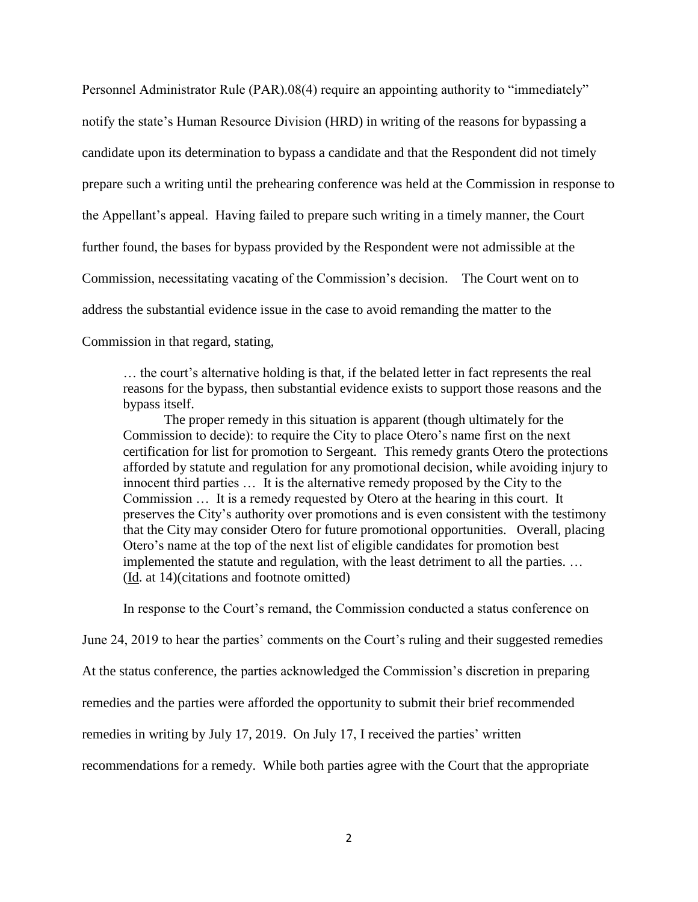Personnel Administrator Rule (PAR).08(4) require an appointing authority to "immediately" notify the state's Human Resource Division (HRD) in writing of the reasons for bypassing a candidate upon its determination to bypass a candidate and that the Respondent did not timely prepare such a writing until the prehearing conference was held at the Commission in response to the Appellant's appeal. Having failed to prepare such writing in a timely manner, the Court further found, the bases for bypass provided by the Respondent were not admissible at the Commission, necessitating vacating of the Commission's decision. The Court went on to address the substantial evidence issue in the case to avoid remanding the matter to the Commission in that regard, stating,

> … the court's alternative holding is that, if the belated letter in fact represents the real reasons for the bypass, then substantial evidence exists to support those reasons and the bypass itself.
>
> The proper remedy in this situation is apparent (though ultimately for the Commission to decide): to require the City to place Otero's name first on the next certification for list for promotion to Sergeant. This remedy grants Otero the protections afforded by statute and regulation for any promotional decision, while avoiding injury to innocent third parties … It is the alternative remedy proposed by the City to the Commission … It is a remedy requested by Otero at the hearing in this court. It preserves the City's authority over promotions and is even consistent with the testimony that the City may consider Otero for future promotional opportunities. Overall, placing Otero's name at the top of the next list of eligible candidates for promotion best implemented the statute and regulation, with the least detriment to all the parties. … (Id. at 14)(citations and footnote omitted)

In response to the Court's remand, the Commission conducted a status conference on June 24, 2019 to hear the parties' comments on the Court's ruling and their suggested remedies At the status conference, the parties acknowledged the Commission's discretion in preparing remedies and the parties were afforded the opportunity to submit their brief recommended remedies in writing by July 17, 2019. On July 17, I received the parties' written recommendations for a remedy. While both parties agree with the Court that the appropriate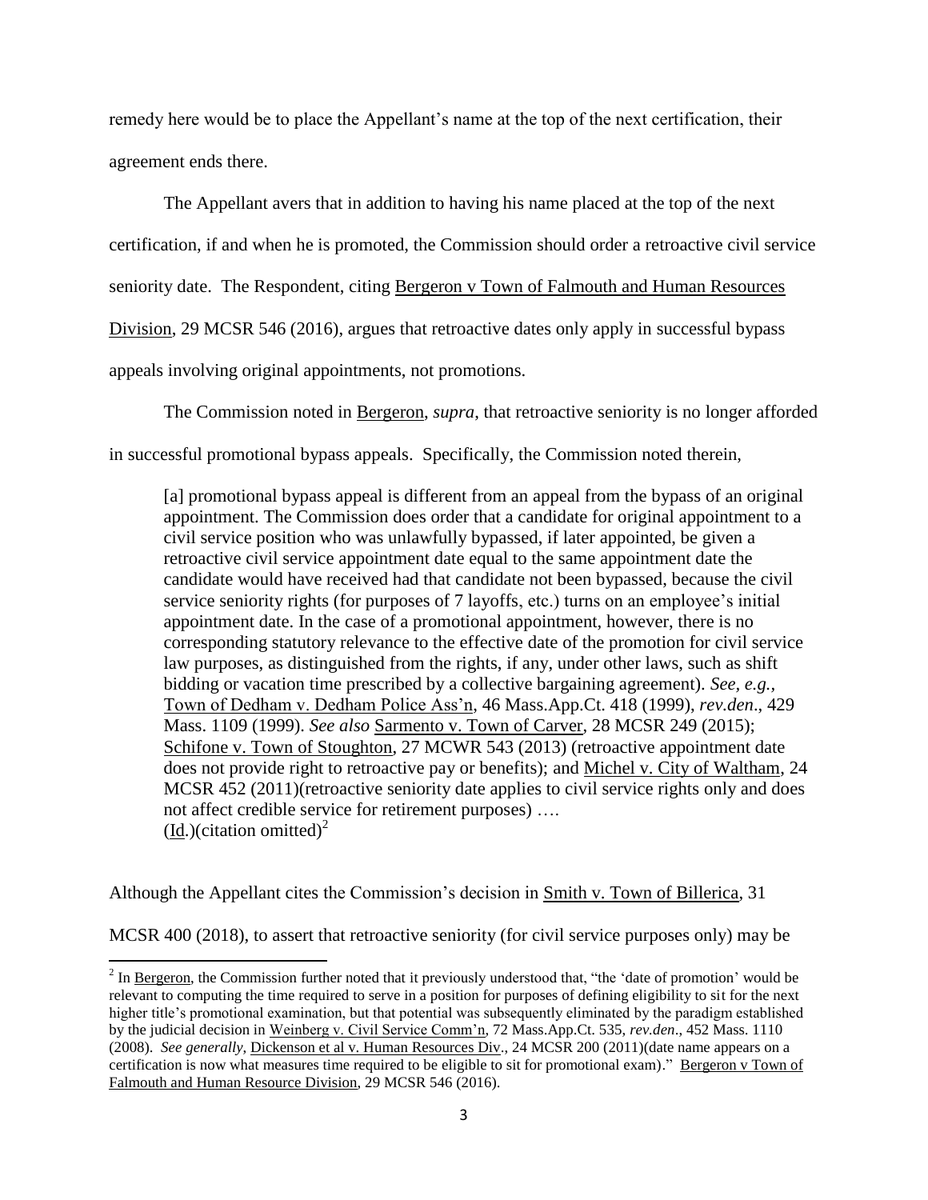remedy here would be to place the Appellant's name at the top of the next certification, their agreement ends there.

The Appellant avers that in addition to having his name placed at the top of the next certification, if and when he is promoted, the Commission should order a retroactive civil service seniority date. The Respondent, citing Bergeron v Town of Falmouth and Human Resources Division, 29 MCSR 546 (2016), argues that retroactive dates only apply in successful bypass appeals involving original appointments, not promotions.

The Commission noted in Bergeron, *supra*, that retroactive seniority is no longer afforded in successful promotional bypass appeals. Specifically, the Commission noted therein,

> [a] promotional bypass appeal is different from an appeal from the bypass of an original appointment. The Commission does order that a candidate for original appointment to a civil service position who was unlawfully bypassed, if later appointed, be given a retroactive civil service appointment date equal to the same appointment date the candidate would have received had that candidate not been bypassed, because the civil service seniority rights (for purposes of 7 layoffs, etc.) turns on an employee's initial appointment date. In the case of a promotional appointment, however, there is no corresponding statutory relevance to the effective date of the promotion for civil service law purposes, as distinguished from the rights, if any, under other laws, such as shift bidding or vacation time prescribed by a collective bargaining agreement). *See, e.g.*, Town of Dedham v. Dedham Police Ass'n, 46 Mass.App.Ct. 418 (1999), *rev.den*., 429 Mass. 1109 (1999). *See also* Sarmento v. Town of Carver, 28 MCSR 249 (2015); Schifone v. Town of Stoughton, 27 MCWR 543 (2013) (retroactive appointment date does not provide right to retroactive pay or benefits); and Michel v. City of Waltham, 24 MCSR 452 (2011)(retroactive seniority date applies to civil service rights only and does not affect credible service for retirement purposes) ….
> (Id.)(citation omitted)[2]

Although the Appellant cites the Commission's decision in Smith v. Town of Billerica, 31 MCSR 400 (2018), to assert that retroactive seniority (for civil service purposes only) may be

---

[2] In Bergeron, the Commission further noted that it previously understood that, "the 'date of promotion' would be relevant to computing the time required to serve in a position for purposes of defining eligibility to sit for the next higher title's promotional examination, but that potential was subsequently eliminated by the paradigm established by the judicial decision in Weinberg v. Civil Service Comm'n, 72 Mass.App.Ct. 535, *rev.den*., 452 Mass. 1110 (2008). *See generally*, Dickenson et al v. Human Resources Div., 24 MCSR 200 (2011)(date name appears on a certification is now what measures time required to be eligible to sit for promotional exam)." Bergeron v Town of Falmouth and Human Resource Division, 29 MCSR 546 (2016).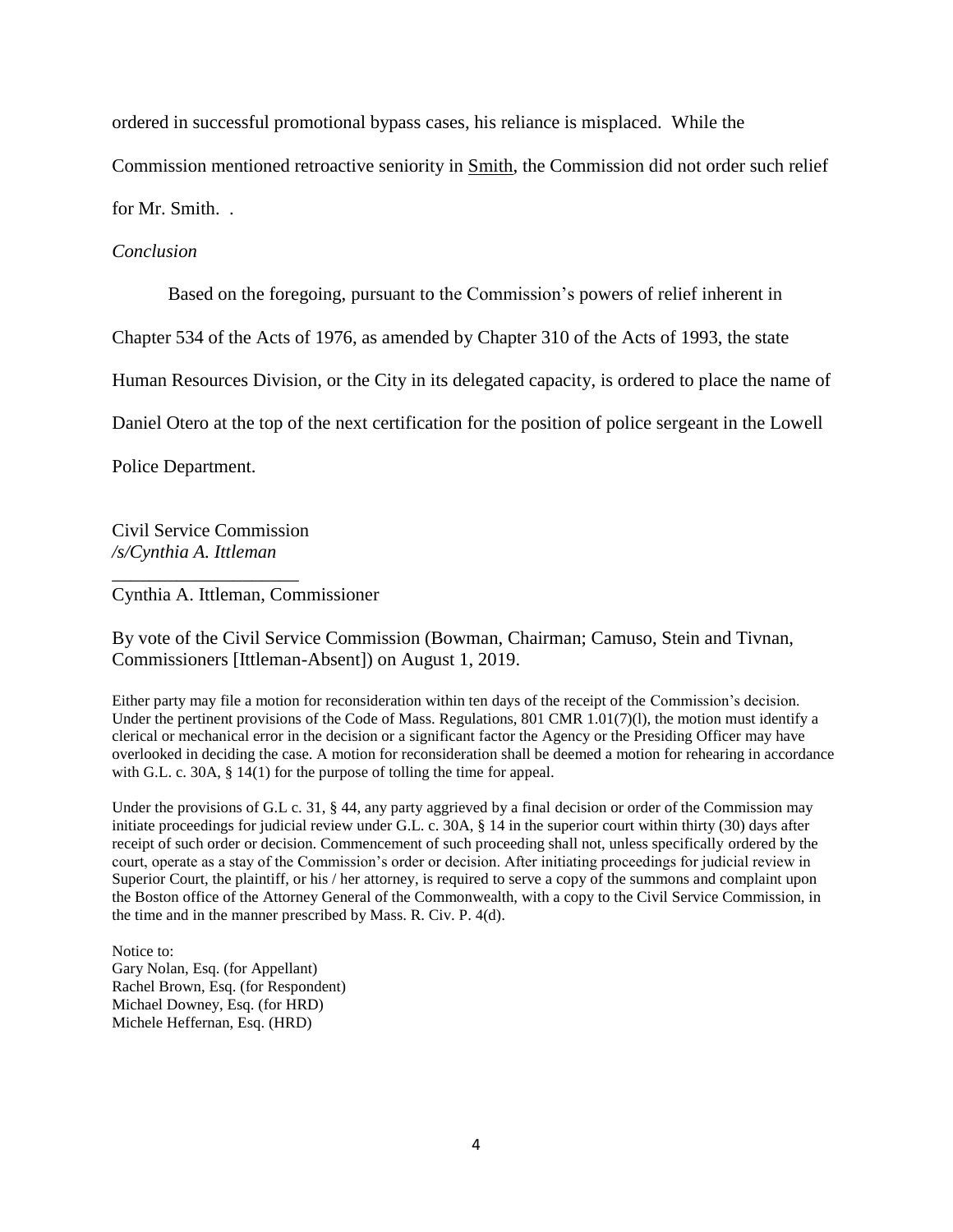ordered in successful promotional bypass cases, his reliance is misplaced. While the Commission mentioned retroactive seniority in Smith, the Commission did not order such relief for Mr. Smith. .

*Conclusion*

Based on the foregoing, pursuant to the Commission's powers of relief inherent in Chapter 534 of the Acts of 1976, as amended by Chapter 310 of the Acts of 1993, the state Human Resources Division, or the City in its delegated capacity, is ordered to place the name of Daniel Otero at the top of the next certification for the position of police sergeant in the Lowell Police Department.

Civil Service Commission
*/s/Cynthia A. Ittleman*

Cynthia A. Ittleman, Commissioner

By vote of the Civil Service Commission (Bowman, Chairman; Camuso, Stein and Tivnan, Commissioners [Ittleman-Absent]) on August 1, 2019.

Either party may file a motion for reconsideration within ten days of the receipt of the Commission's decision. Under the pertinent provisions of the Code of Mass. Regulations, 801 CMR 1.01(7)(l), the motion must identify a clerical or mechanical error in the decision or a significant factor the Agency or the Presiding Officer may have overlooked in deciding the case. A motion for reconsideration shall be deemed a motion for rehearing in accordance with G.L. c. 30A, § 14(1) for the purpose of tolling the time for appeal.

Under the provisions of G.L c. 31, § 44, any party aggrieved by a final decision or order of the Commission may initiate proceedings for judicial review under G.L. c. 30A, § 14 in the superior court within thirty (30) days after receipt of such order or decision. Commencement of such proceeding shall not, unless specifically ordered by the court, operate as a stay of the Commission's order or decision. After initiating proceedings for judicial review in Superior Court, the plaintiff, or his / her attorney, is required to serve a copy of the summons and complaint upon the Boston office of the Attorney General of the Commonwealth, with a copy to the Civil Service Commission, in the time and in the manner prescribed by Mass. R. Civ. P. 4(d).

Notice to:
Gary Nolan, Esq. (for Appellant)
Rachel Brown, Esq. (for Respondent)
Michael Downey, Esq. (for HRD)
Michele Heffernan, Esq. (HRD)